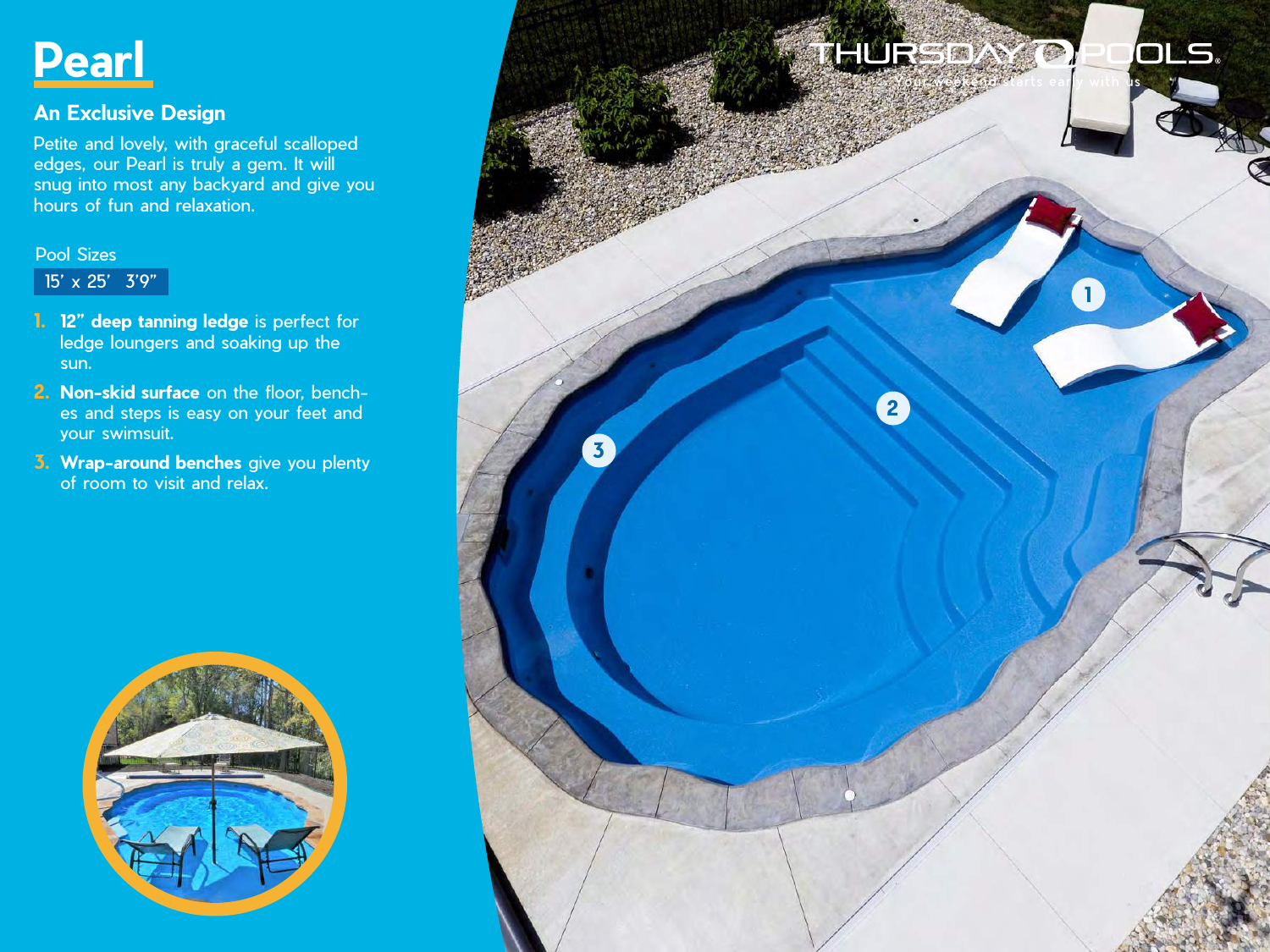# Pearl

## An Exclusive Design

Petite and lovely, with graceful scalloped edges, our Pearl is truly a gem. It will snug into most any backyard and give you hours of fun and relaxation.

Pool Sizes

15' x 25' 3'9"

1. **12" deep tanning ledge** is perfect for ledge loungers and soaking up the sun.
2. **Non-skid surface** on the floor, benches and steps is easy on your feet and your swimsuit.
3. **Wrap-around benches** give you plenty of room to visit and relax.

THURSDAY POOLS
Your weekend starts early with us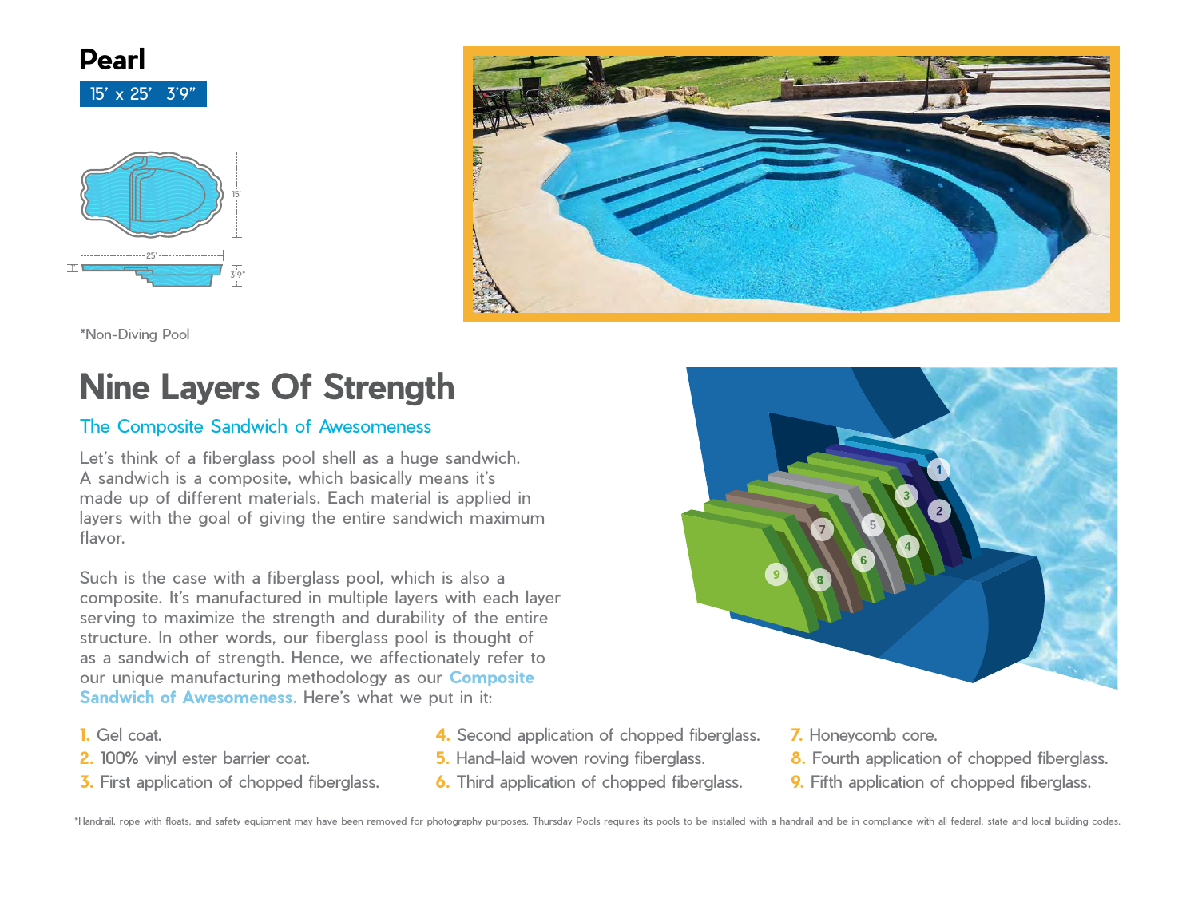# Pearl

15' x 25' 3'9"

15'

25'

3'9"

*Non-Diving Pool

## Nine Layers Of Strength

### The Composite Sandwich of Awesomeness

Let's think of a fiberglass pool shell as a huge sandwich. A sandwich is a composite, which basically means it's made up of different materials. Each material is applied in layers with the goal of giving the entire sandwich maximum flavor.

Such is the case with a fiberglass pool, which is also a composite. It's manufactured in multiple layers with each layer serving to maximize the strength and durability of the entire structure. In other words, our fiberglass pool is thought of as a sandwich of strength. Hence, we affectionately refer to our unique manufacturing methodology as our **Composite Sandwich of Awesomeness.** Here's what we put in it:

1. Gel coat.
2. 100% vinyl ester barrier coat.
3. First application of chopped fiberglass.
4. Second application of chopped fiberglass.
5. Hand-laid woven roving fiberglass.
6. Third application of chopped fiberglass.
7. Honeycomb core.
8. Fourth application of chopped fiberglass.
9. Fifth application of chopped fiberglass.

*Handrail, rope with floats, and safety equipment may have been removed for photography purposes. Thursday Pools requires its pools to be installed with a handrail and be in compliance with all federal, state and local building codes.